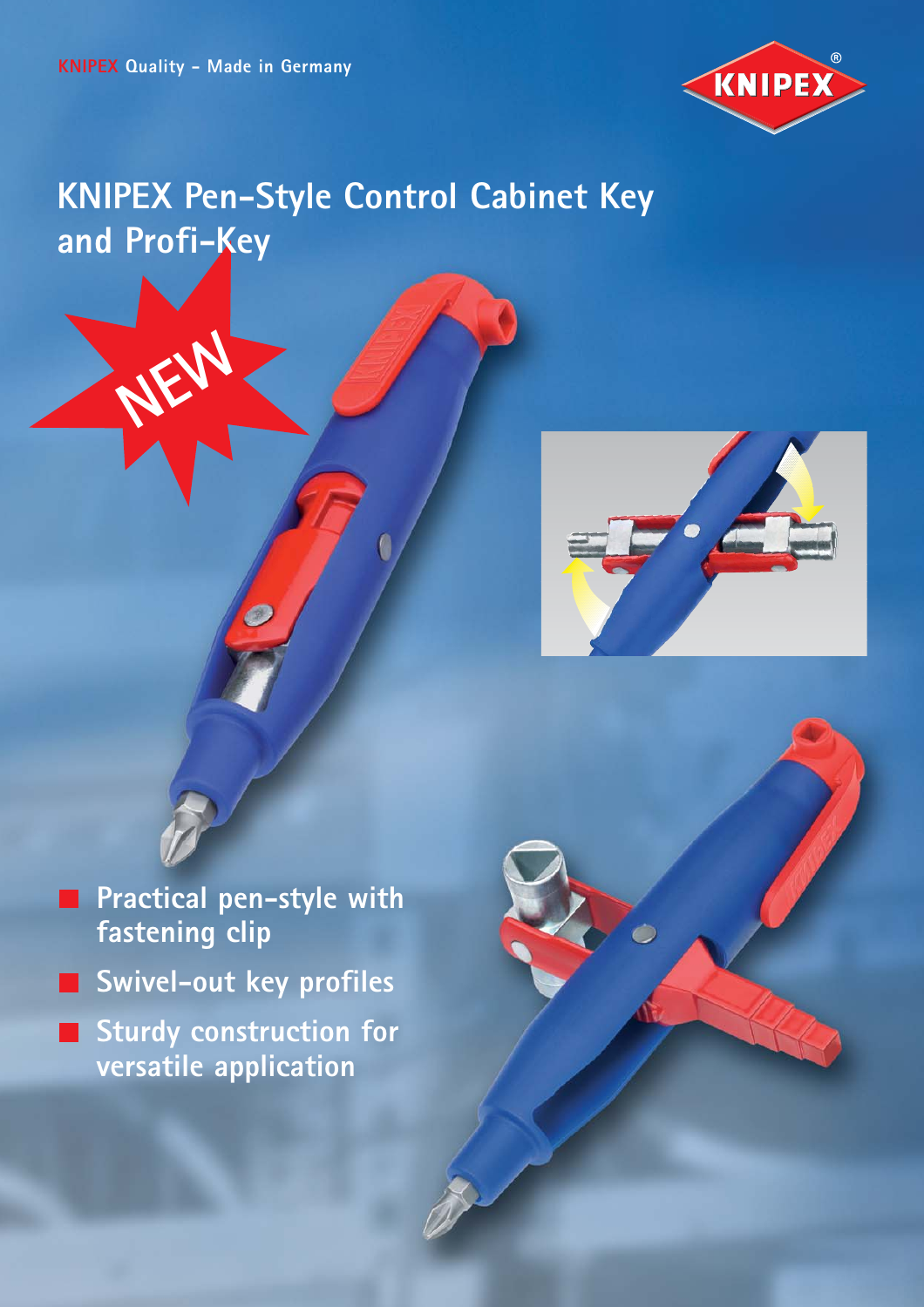KNIPEX Quality – Made in Germany

# KNIPEX Pen-Style Control Cabinet Key and Profi-Key

NEW

- Practical pen-style with fastening clip
- Swivel-out key profiles
- Sturdy construction for versatile application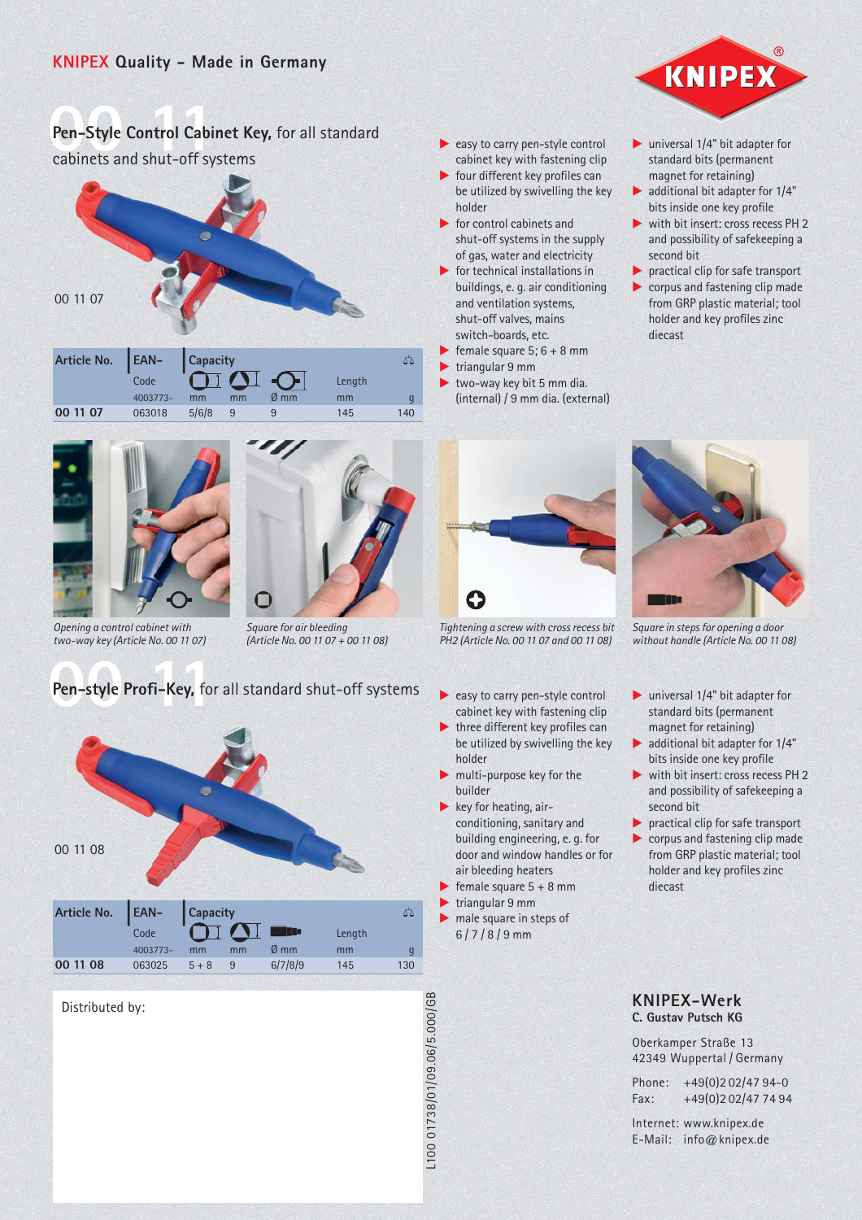**KNIPEX Quality – Made in Germany**

## 00 11 Pen-Style Control Cabinet Key, for all standard cabinets and shut-off systems

00 11 07

| Article No. | EAN-Code 4003773- | Capacity (square) mm | (triangular) mm | (two-way) Ø mm | Length mm | g |
|---|---|---|---|---|---|---|
| 00 11 07 | 063018 | 5/6/8 | 9 | 9 | 145 | 140 |

- easy to carry pen-style control cabinet key with fastening clip
- four different key profiles can be utilized by swivelling the key holder
- for control cabinets and shut-off systems in the supply of gas, water and electricity
- for technical installations in buildings, e. g. air conditioning and ventilation systems, shut-off valves, mains switch-boards, etc.
- female square 5; 6 + 8 mm
- triangular 9 mm
- two-way key bit 5 mm dia. (internal) / 9 mm dia. (external)
- universal 1/4" bit adapter for standard bits (permanent magnet for retaining)
- additional bit adapter for 1/4" bits inside one key profile
- with bit insert: cross recess PH 2 and possibility of safekeeping a second bit
- practical clip for safe transport
- corpus and fastening clip made from GRP plastic material; tool holder and key profiles zinc diecast

*Opening a control cabinet with two-way key (Article No. 00 11 07)*

*Square for air bleeding (Article No. 00 11 07 + 00 11 08)*

*Tightening a screw with cross recess bit PH2 (Article No. 00 11 07 and 00 11 08)*

*Square in steps for opening a door without handle (Article No. 00 11 08)*

## 00 11 Pen-style Profi-Key, for all standard shut-off systems

00 11 08

| Article No. | EAN-Code 4003773- | Capacity (square) mm | (triangular) mm | (male square) Ø mm | Length mm | g |
|---|---|---|---|---|---|---|
| 00 11 08 | 063025 | 5 + 8 | 9 | 6/7/8/9 | 145 | 130 |

- easy to carry pen-style control cabinet key with fastening clip
- three different key profiles can be utilized by swivelling the key holder
- multi-purpose key for the builder
- key for heating, air-conditioning, sanitary and building engineering, e. g. for door and window handles or for air bleeding heaters
- female square 5 + 8 mm
- triangular 9 mm
- male square in steps of 6 / 7 / 8 / 9 mm
- universal 1/4" bit adapter for standard bits (permanent magnet for retaining)
- additional bit adapter for 1/4" bits inside one key profile
- with bit insert: cross recess PH 2 and possibility of safekeeping a second bit
- practical clip for safe transport
- corpus and fastening clip made from GRP plastic material; tool holder and key profiles zinc diecast

Distributed by:

L100 01738/01/09.06/5.000/GB

**KNIPEX-Werk**
**C. Gustav Putsch KG**

Oberkamper Straße 13
42349 Wuppertal / Germany

Phone: +49(0)2 02/47 94-0
Fax: +49(0)2 02/47 74 94

Internet: www.knipex.de
E-Mail: info@knipex.de